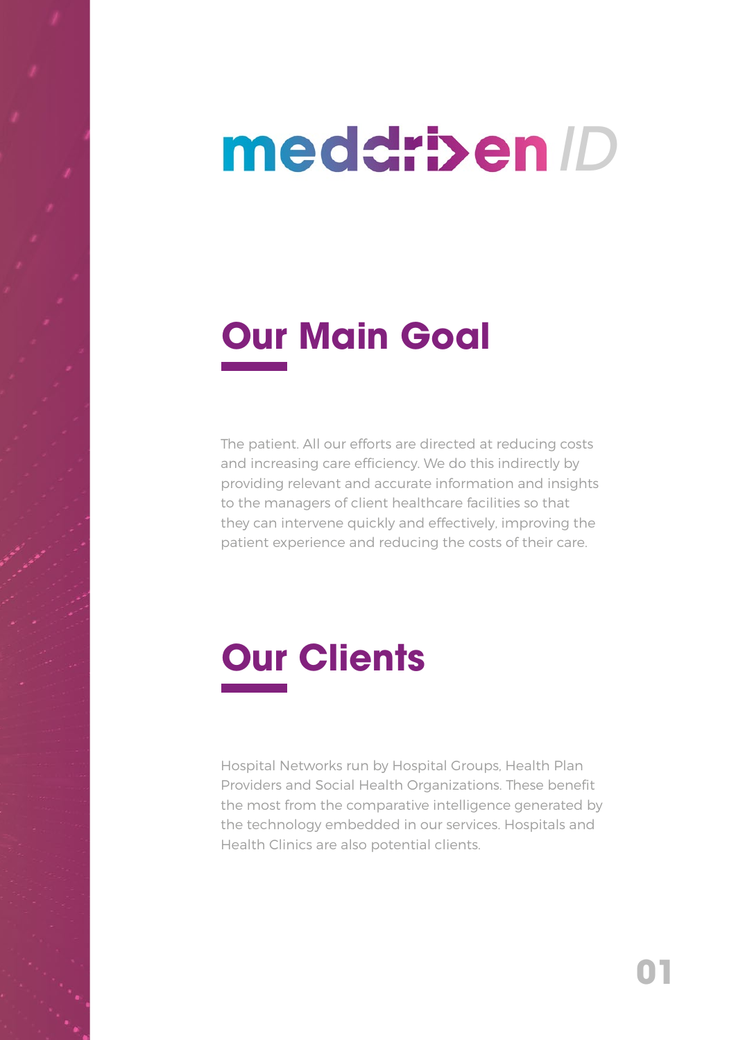# meddriven ID

## Our Main Goal

The patient. All our efforts are directed at reducing costs and increasing care efficiency. We do this indirectly by providing relevant and accurate information and insights to the managers of client healthcare facilities so that they can intervene quickly and effectively, improving the patient experience and reducing the costs of their care.

## Our Clients

Hospital Networks run by Hospital Groups, Health Plan Providers and Social Health Organizations. These benefit the most from the comparative intelligence generated by the technology embedded in our services. Hospitals and Health Clinics are also potential clients.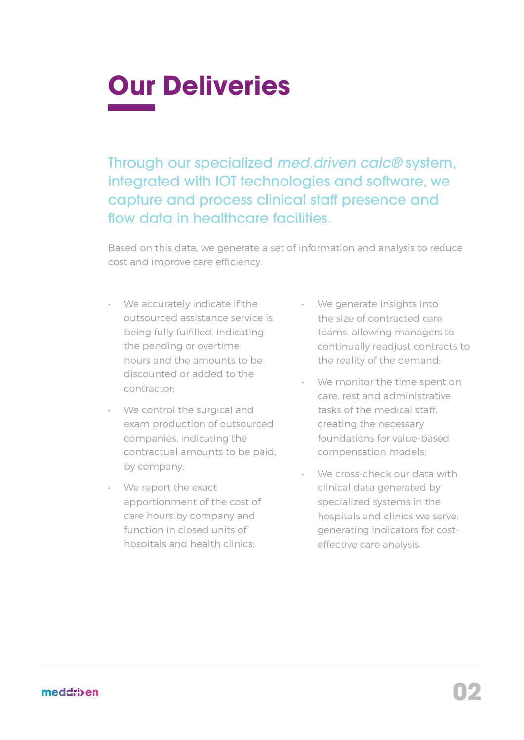# Our Deliveries

## Through our specialized *med.driven calc®* system, integrated with IOT technologies and software, we capture and process clinical staff presence and flow data in healthcare facilities.

Based on this data, we generate a set of information and analysis to reduce cost and improve care efficiency.

- We accurately indicate if the outsourced assistance service is being fully fulfilled, indicating the pending or overtime hours and the amounts to be discounted or added to the contractor;
- We control the surgical and exam production of outsourced companies, indicating the contractual amounts to be paid, by company;
- We report the exact apportionment of the cost of care hours by company and function in closed units of hospitals and health clinics;
- We generate insights into the size of contracted care teams, allowing managers to continually readjust contracts to the reality of the demand;
- We monitor the time spent on care, rest and administrative tasks of the medical staff, creating the necessary foundations for value-based compensation models;
- We cross-check our data with clinical data generated by specialized systems in the hospitals and clinics we serve, generating indicators for cost-effective care analysis.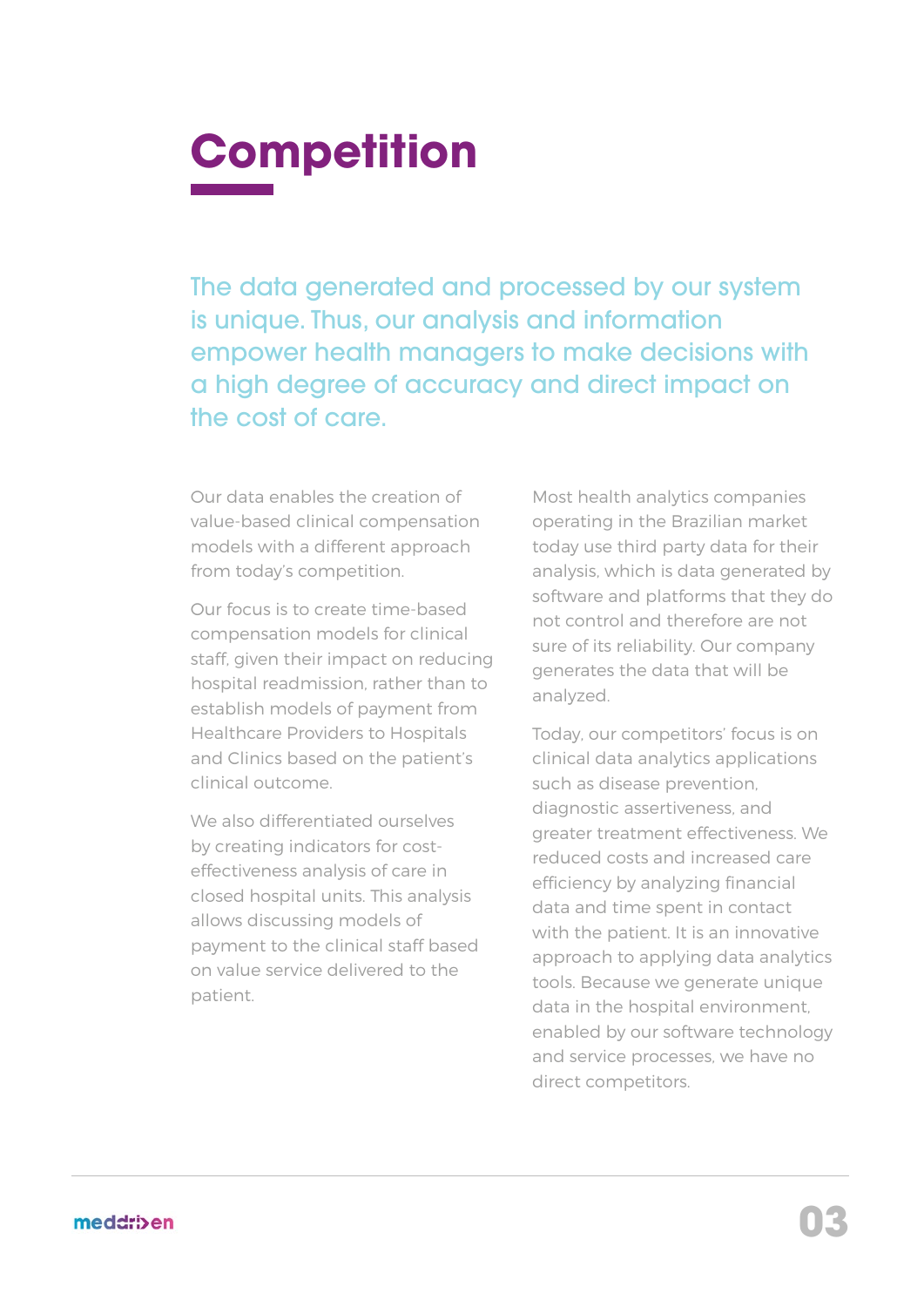# Competition

The data generated and processed by our system is unique. Thus, our analysis and information empower health managers to make decisions with a high degree of accuracy and direct impact on the cost of care.

Our data enables the creation of value-based clinical compensation models with a different approach from today's competition.

Our focus is to create time-based compensation models for clinical staff, given their impact on reducing hospital readmission, rather than to establish models of payment from Healthcare Providers to Hospitals and Clinics based on the patient's clinical outcome.

We also differentiated ourselves by creating indicators for cost-effectiveness analysis of care in closed hospital units. This analysis allows discussing models of payment to the clinical staff based on value service delivered to the patient.

Most health analytics companies operating in the Brazilian market today use third party data for their analysis, which is data generated by software and platforms that they do not control and therefore are not sure of its reliability. Our company generates the data that will be analyzed.

Today, our competitors' focus is on clinical data analytics applications such as disease prevention, diagnostic assertiveness, and greater treatment effectiveness. We reduced costs and increased care efficiency by analyzing financial data and time spent in contact with the patient. It is an innovative approach to applying data analytics tools. Because we generate unique data in the hospital environment, enabled by our software technology and service processes, we have no direct competitors.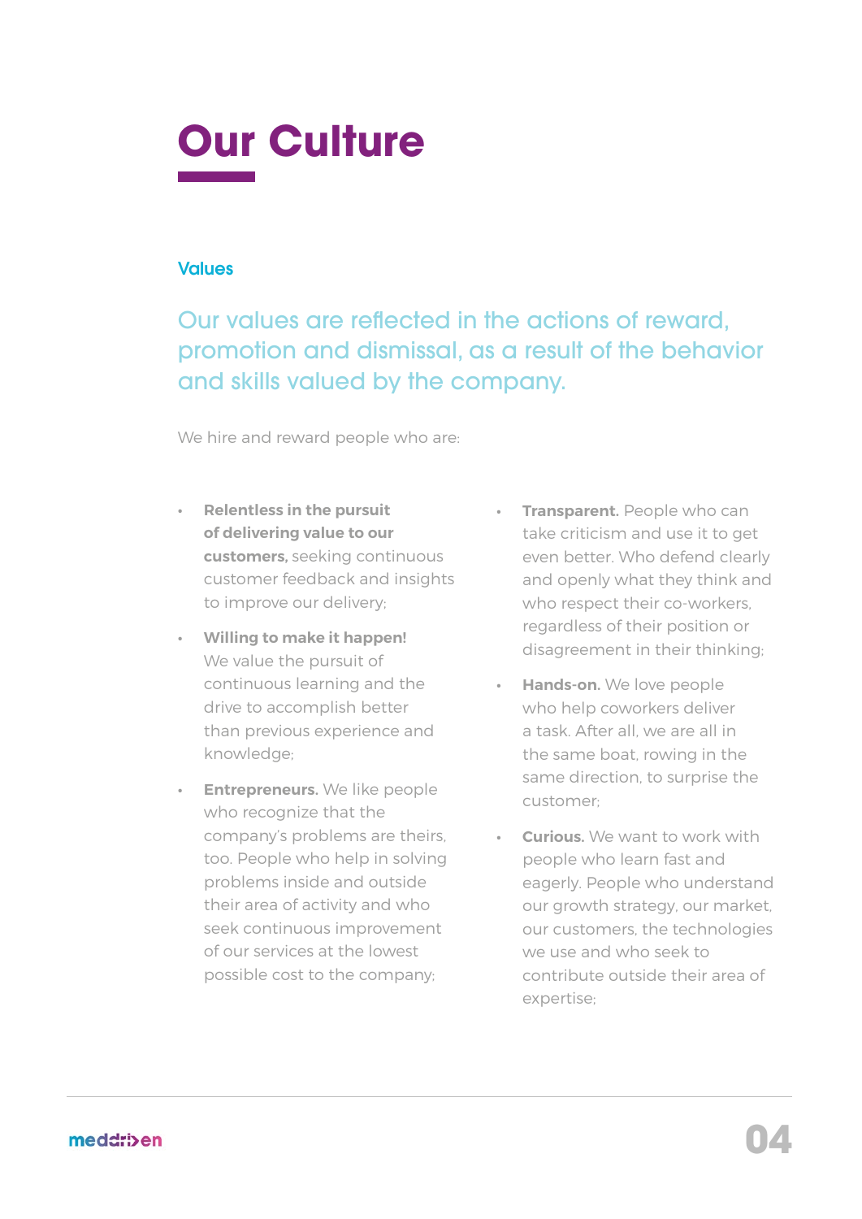# Our Culture

## Values

### Our values are reflected in the actions of reward, promotion and dismissal, as a result of the behavior and skills valued by the company.

We hire and reward people who are:

- **Relentless in the pursuit of delivering value to our customers,** seeking continuous customer feedback and insights to improve our delivery;
- **Willing to make it happen!** We value the pursuit of continuous learning and the drive to accomplish better than previous experience and knowledge;
- **Entrepreneurs.** We like people who recognize that the company's problems are theirs, too. People who help in solving problems inside and outside their area of activity and who seek continuous improvement of our services at the lowest possible cost to the company;
- **Transparent.** People who can take criticism and use it to get even better. Who defend clearly and openly what they think and who respect their co-workers, regardless of their position or disagreement in their thinking;
- **Hands-on.** We love people who help coworkers deliver a task. After all, we are all in the same boat, rowing in the same direction, to surprise the customer;
- **Curious.** We want to work with people who learn fast and eagerly. People who understand our growth strategy, our market, our customers, the technologies we use and who seek to contribute outside their area of expertise;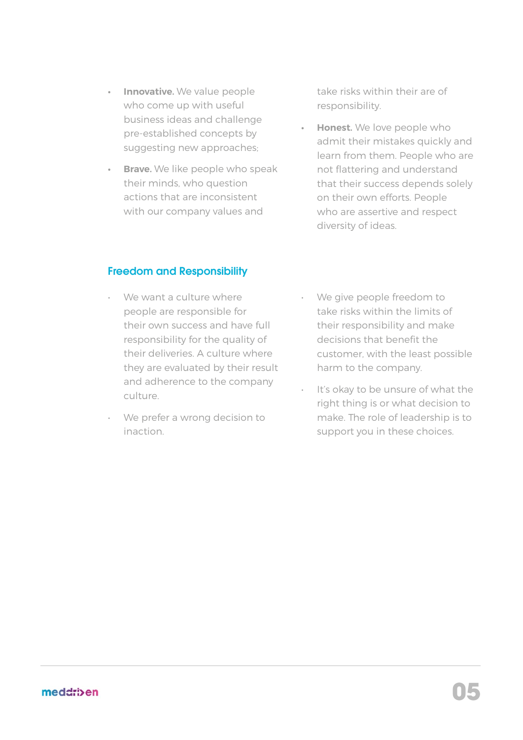- **Innovative.** We value people who come up with useful business ideas and challenge pre-established concepts by suggesting new approaches;
- **Brave.** We like people who speak their minds, who question actions that are inconsistent with our company values and take risks within their are of responsibility.
- **Honest.** We love people who admit their mistakes quickly and learn from them. People who are not flattering and understand that their success depends solely on their own efforts. People who are assertive and respect diversity of ideas.

## Freedom and Responsibility

- We want a culture where people are responsible for their own success and have full responsibility for the quality of their deliveries. A culture where they are evaluated by their result and adherence to the company culture.
- We prefer a wrong decision to inaction.
- We give people freedom to take risks within the limits of their responsibility and make decisions that benefit the customer, with the least possible harm to the company.
- It's okay to be unsure of what the right thing is or what decision to make. The role of leadership is to support you in these choices.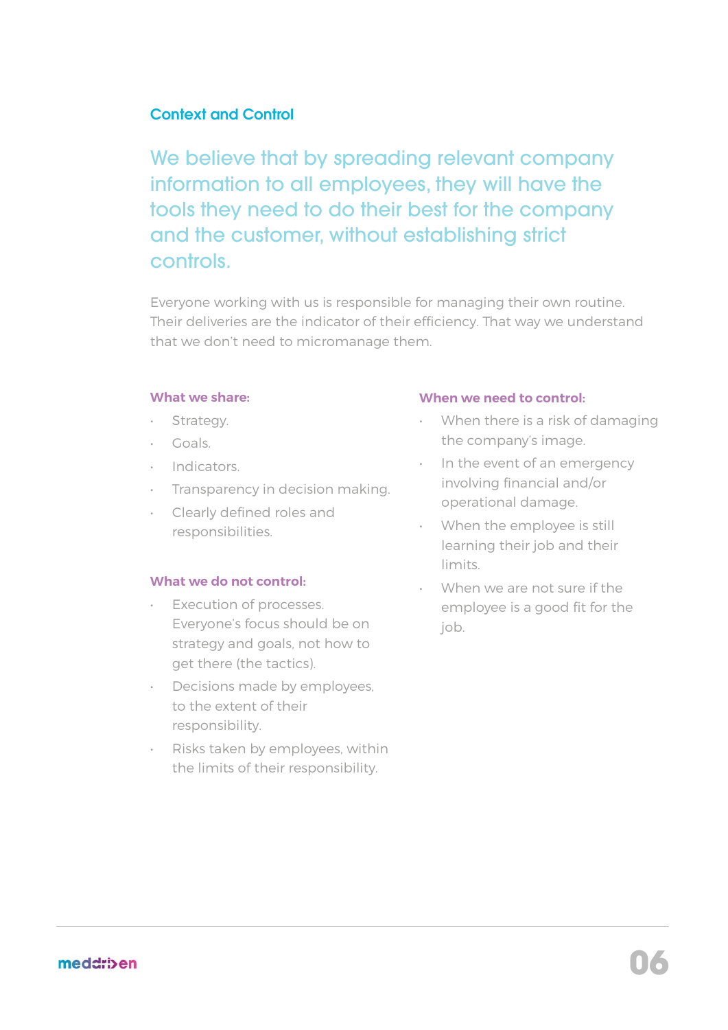## Context and Control

### We believe that by spreading relevant company information to all employees, they will have the tools they need to do their best for the company and the customer, without establishing strict controls.

Everyone working with us is responsible for managing their own routine. Their deliveries are the indicator of their efficiency. That way we understand that we don't need to micromanage them.

**What we share:**

- Strategy.
- Goals.
- Indicators.
- Transparency in decision making.
- Clearly defined roles and responsibilities.

**What we do not control:**

- Execution of processes. Everyone's focus should be on strategy and goals, not how to get there (the tactics).
- Decisions made by employees, to the extent of their responsibility.
- Risks taken by employees, within the limits of their responsibility.

**When we need to control:**

- When there is a risk of damaging the company's image.
- In the event of an emergency involving financial and/or operational damage.
- When the employee is still learning their job and their limits.
- When we are not sure if the employee is a good fit for the job.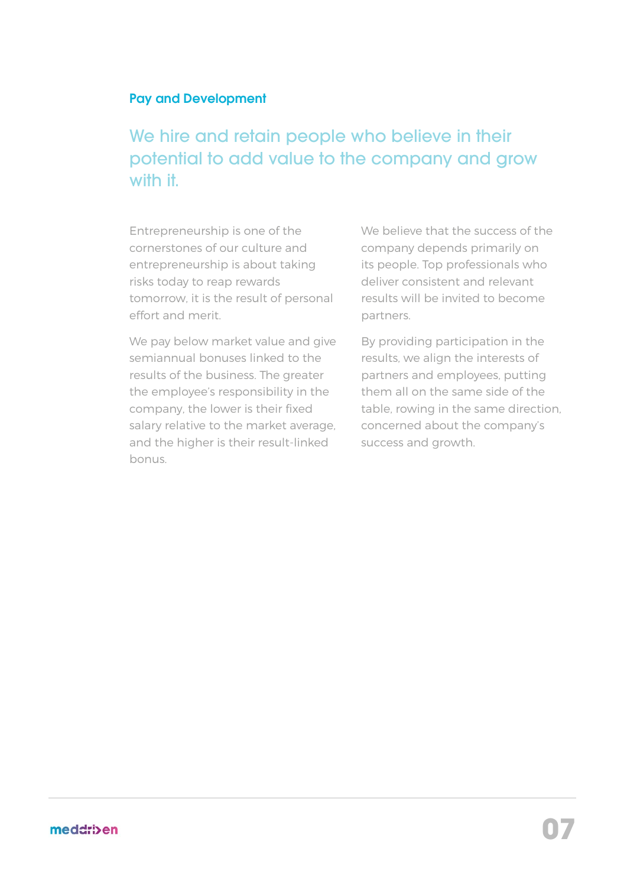## Pay and Development

### We hire and retain people who believe in their potential to add value to the company and grow with it.

Entrepreneurship is one of the cornerstones of our culture and entrepreneurship is about taking risks today to reap rewards tomorrow, it is the result of personal effort and merit.

We pay below market value and give semiannual bonuses linked to the results of the business. The greater the employee's responsibility in the company, the lower is their fixed salary relative to the market average, and the higher is their result-linked bonus.

We believe that the success of the company depends primarily on its people. Top professionals who deliver consistent and relevant results will be invited to become partners.

By providing participation in the results, we align the interests of partners and employees, putting them all on the same side of the table, rowing in the same direction, concerned about the company's success and growth.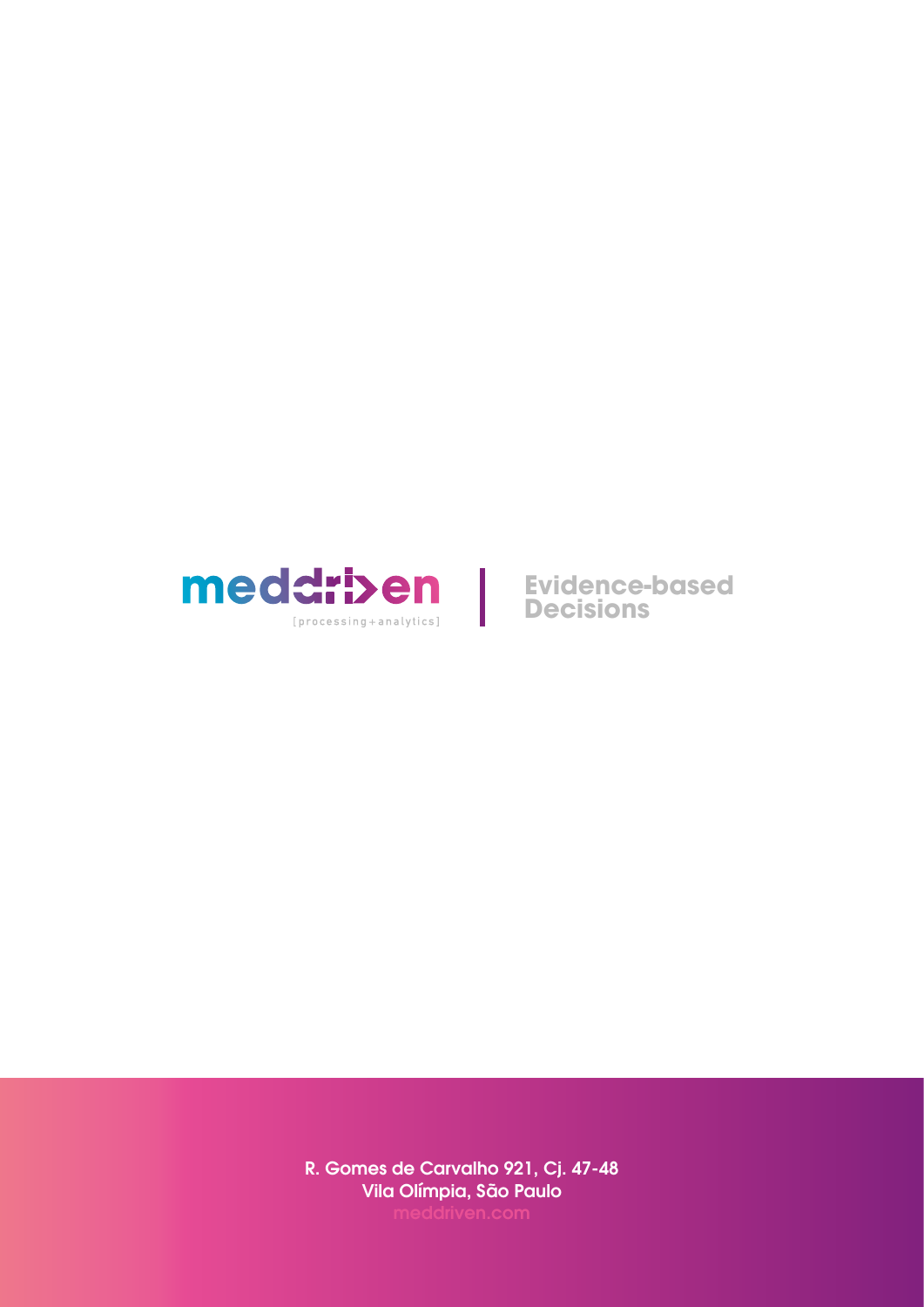meddriven

[processing+analytics]

Evidence-based Decisions

R. Gomes de Carvalho 921, Cj. 47-48
Vila Olímpia, São Paulo
meddriven.com